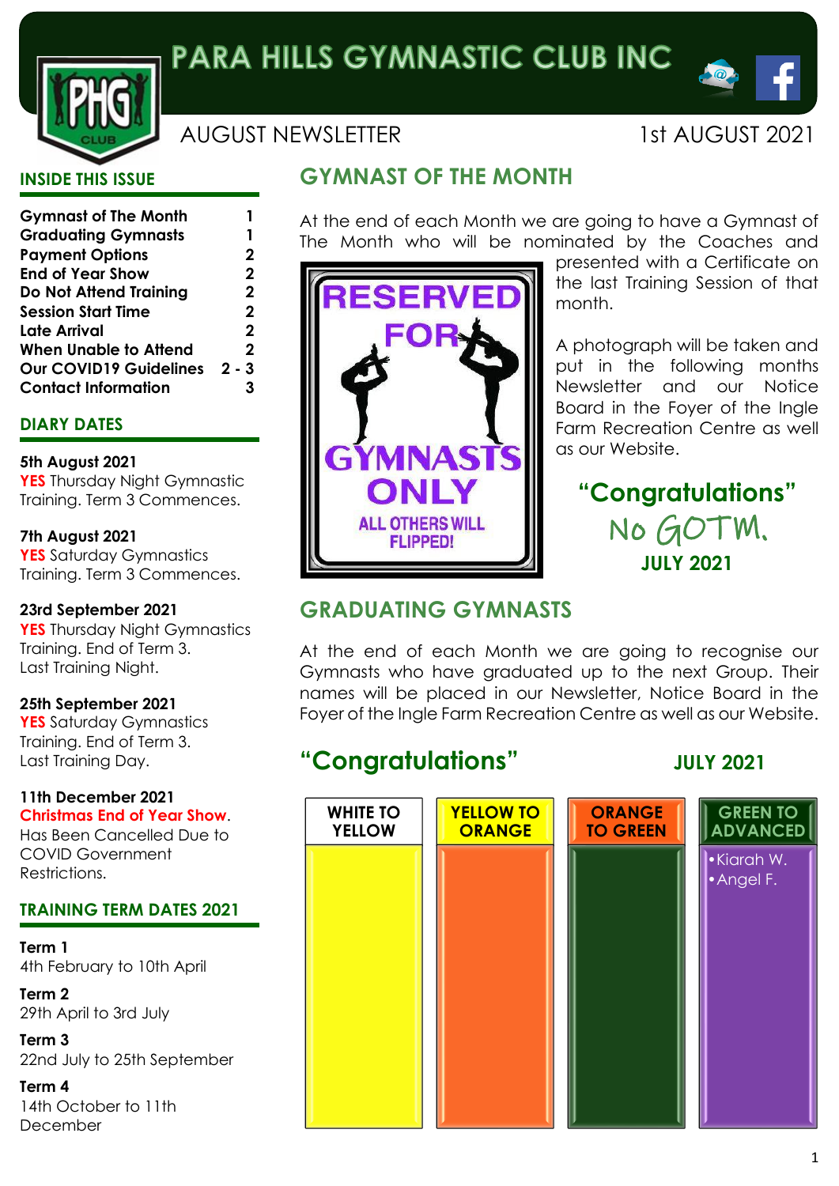# PARA HILLS GYMNASTIC CLUB INC

AUGUST NEWSLETTER — 1st AUGUST 2021

## INSIDE THIS ISSUE

| | |
|---|---|
| **Gymnast of The Month** | **1** |
| **Graduating Gymnasts** | **1** |
| **Payment Options** | **2** |
| **End of Year Show** | **2** |
| **Do Not Attend Training** | **2** |
| **Session Start Time** | **2** |
| **Late Arrival** | **2** |
| **When Unable to Attend** | **2** |
| **Our COVID19 Guidelines** | **2 - 3** |
| **Contact Information** | **3** |

## DIARY DATES

**5th August 2021**
**YES** Thursday Night Gymnastic Training. Term 3 Commences.

**7th August 2021**
**YES** Saturday Gymnastics Training. Term 3 Commences.

**23rd September 2021**
**YES** Thursday Night Gymnastics Training. End of Term 3. Last Training Night.

**25th September 2021**
**YES** Saturday Gymnastics Training. End of Term 3. Last Training Day.

**11th December 2021**
**Christmas End of Year Show**. Has Been Cancelled Due to COVID Government Restrictions.

## TRAINING TERM DATES 2021

**Term 1**
4th February to 10th April

**Term 2**
29th April to 3rd July

**Term 3**
22nd July to 25th September

**Term 4**
14th October to 11th December

## GYMNAST OF THE MONTH

At the end of each Month we are going to have a Gymnast of The Month who will be nominated by the Coaches and presented with a Certificate on the last Training Session of that month.

RESERVED FOR GYMNASTS ONLY
ALL OTHERS WILL FLIPPED!

A photograph will be taken and put in the following months Newsletter and our Notice Board in the Foyer of the Ingle Farm Recreation Centre as well as our Website.

**"Congratulations"**

No GOTM.

**JULY 2021**

## GRADUATING GYMNASTS

At the end of each Month we are going to recognise our Gymnasts who have graduated up to the next Group. Their names will be placed in our Newsletter, Notice Board in the Foyer of the Ingle Farm Recreation Centre as well as our Website.

**"Congratulations"** **JULY 2021**

| WHITE TO YELLOW | YELLOW TO ORANGE | ORANGE TO GREEN | GREEN TO ADVANCED |
|---|---|---|---|
| | | | • Kiarah W.<br>• Angel F. |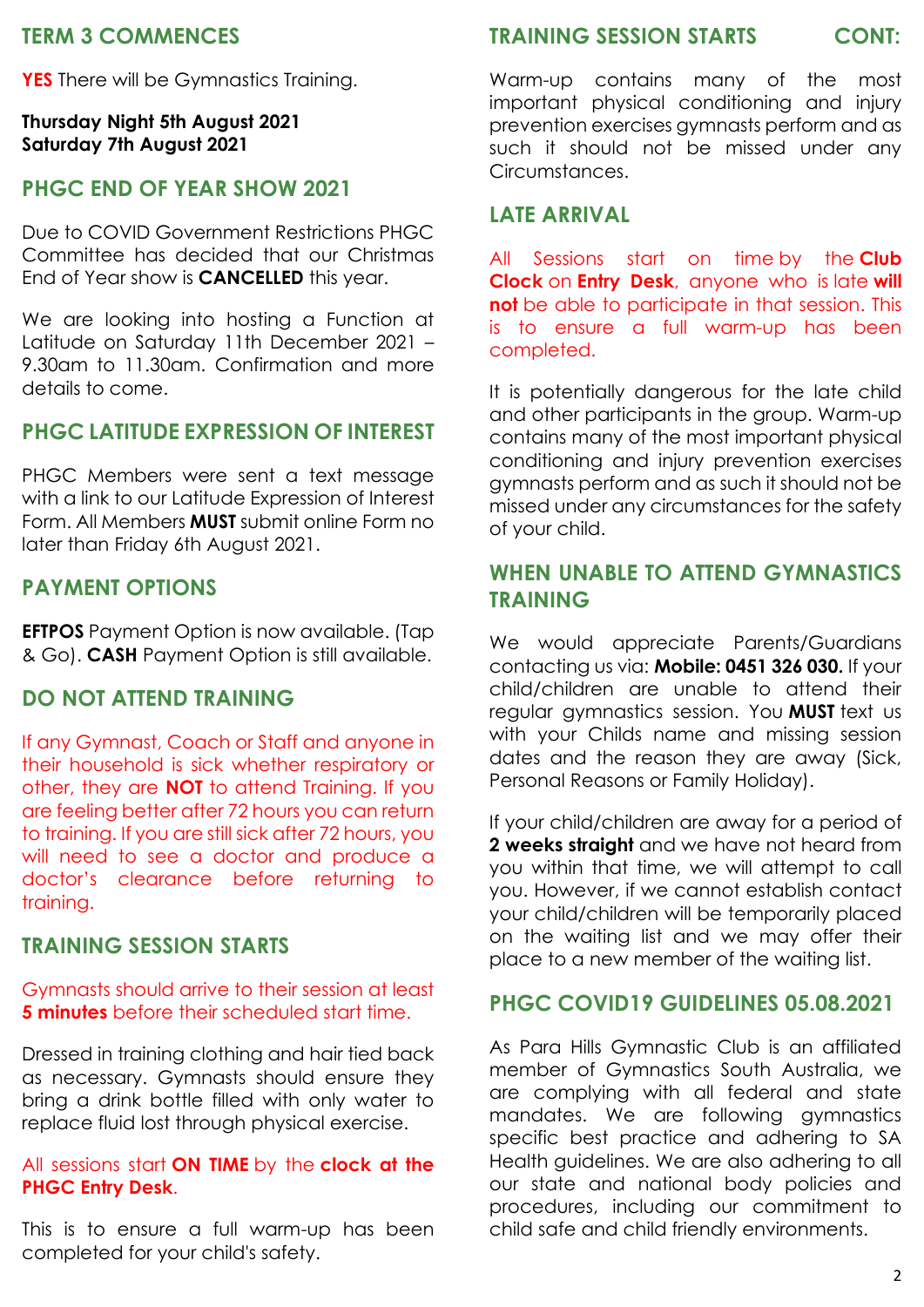## TERM 3 COMMENCES

**YES** There will be Gymnastics Training.

**Thursday Night 5th August 2021**
**Saturday 7th August 2021**

## PHGC END OF YEAR SHOW 2021

Due to COVID Government Restrictions PHGC Committee has decided that our Christmas End of Year show is **CANCELLED** this year.

We are looking into hosting a Function at Latitude on Saturday 11th December 2021 – 9.30am to 11.30am. Confirmation and more details to come.

## PHGC LATITUDE EXPRESSION OF INTEREST

PHGC Members were sent a text message with a link to our Latitude Expression of Interest Form. All Members **MUST** submit online Form no later than Friday 6th August 2021.

## PAYMENT OPTIONS

**EFTPOS** Payment Option is now available. (Tap & Go). **CASH** Payment Option is still available.

## DO NOT ATTEND TRAINING

If any Gymnast, Coach or Staff and anyone in their household is sick whether respiratory or other, they are **NOT** to attend Training. If you are feeling better after 72 hours you can return to training. If you are still sick after 72 hours, you will need to see a doctor and produce a doctor's clearance before returning to training.

## TRAINING SESSION STARTS

Gymnasts should arrive to their session at least **5 minutes** before their scheduled start time.

Dressed in training clothing and hair tied back as necessary. Gymnasts should ensure they bring a drink bottle filled with only water to replace fluid lost through physical exercise.

All sessions start **ON TIME** by the **clock at the PHGC Entry Desk**.

This is to ensure a full warm-up has been completed for your child's safety.

## TRAINING SESSION STARTS CONT:

Warm-up contains many of the most important physical conditioning and injury prevention exercises gymnasts perform and as such it should not be missed under any Circumstances.

## LATE ARRIVAL

All Sessions start on time by the **Club Clock** on **Entry Desk**, anyone who is late **will not** be able to participate in that session. This is to ensure a full warm-up has been completed.

It is potentially dangerous for the late child and other participants in the group. Warm-up contains many of the most important physical conditioning and injury prevention exercises gymnasts perform and as such it should not be missed under any circumstances for the safety of your child.

## WHEN UNABLE TO ATTEND GYMNASTICS TRAINING

We would appreciate Parents/Guardians contacting us via: **Mobile: 0451 326 030.** If your child/children are unable to attend their regular gymnastics session. You **MUST** text us with your Childs name and missing session dates and the reason they are away (Sick, Personal Reasons or Family Holiday).

If your child/children are away for a period of **2 weeks straight** and we have not heard from you within that time, we will attempt to call you. However, if we cannot establish contact your child/children will be temporarily placed on the waiting list and we may offer their place to a new member of the waiting list.

## PHGC COVID19 GUIDELINES 05.08.2021

As Para Hills Gymnastic Club is an affiliated member of Gymnastics South Australia, we are complying with all federal and state mandates. We are following gymnastics specific best practice and adhering to SA Health guidelines. We are also adhering to all our state and national body policies and procedures, including our commitment to child safe and child friendly environments.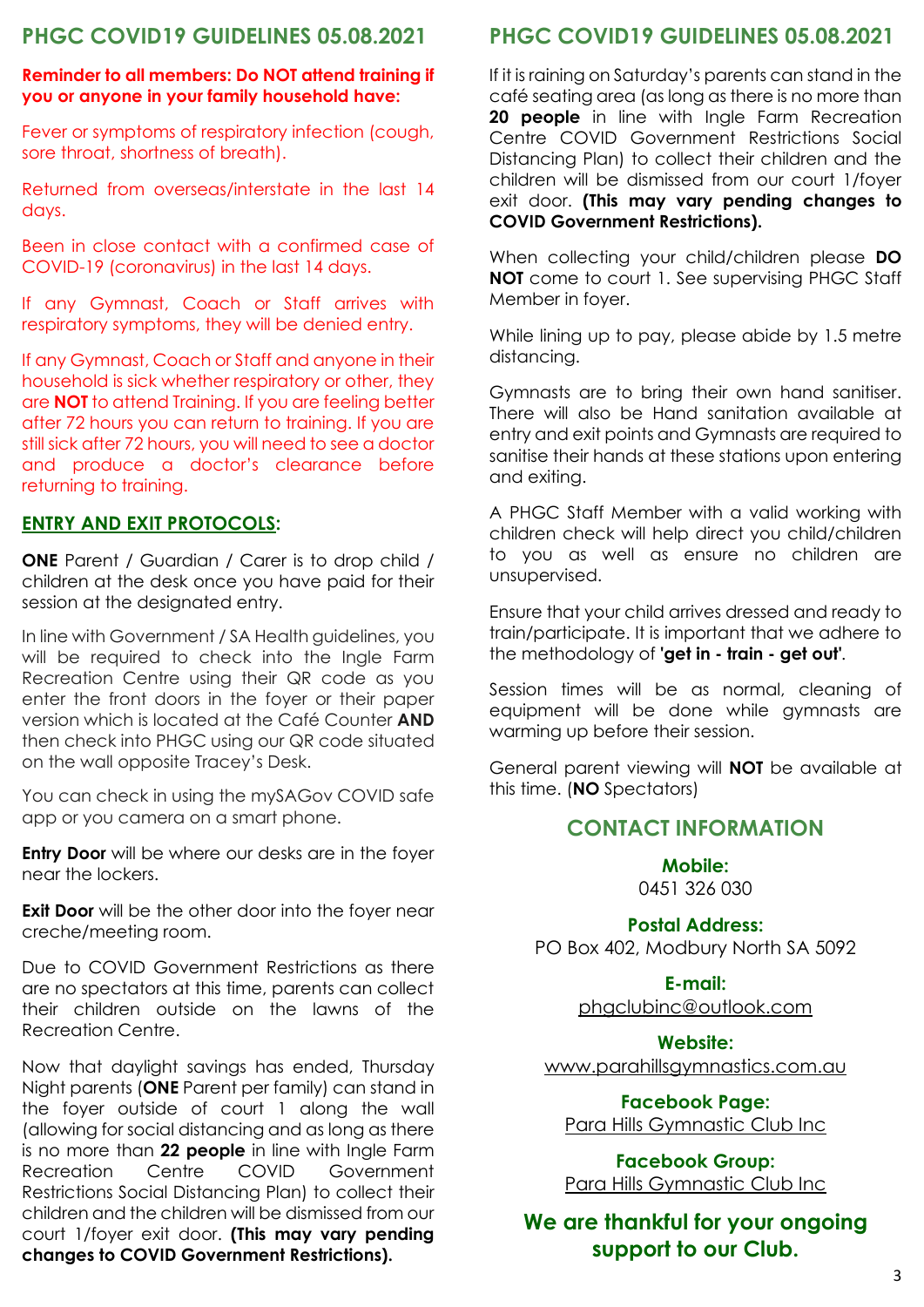# PHGC COVID19 GUIDELINES 05.08.2021

**Reminder to all members: Do NOT attend training if you or anyone in your family household have:**

Fever or symptoms of respiratory infection (cough, sore throat, shortness of breath).

Returned from overseas/interstate in the last 14 days.

Been in close contact with a confirmed case of COVID-19 (coronavirus) in the last 14 days.

If any Gymnast, Coach or Staff arrives with respiratory symptoms, they will be denied entry.

If any Gymnast, Coach or Staff and anyone in their household is sick whether respiratory or other, they are **NOT** to attend Training. If you are feeling better after 72 hours you can return to training. If you are still sick after 72 hours, you will need to see a doctor and produce a doctor's clearance before returning to training.

## ENTRY AND EXIT PROTOCOLS:

**ONE** Parent / Guardian / Carer is to drop child / children at the desk once you have paid for their session at the designated entry.

In line with Government / SA Health guidelines, you will be required to check into the Ingle Farm Recreation Centre using their QR code as you enter the front doors in the foyer or their paper version which is located at the Café Counter **AND** then check into PHGC using our QR code situated on the wall opposite Tracey's Desk.

You can check in using the mySAGov COVID safe app or you camera on a smart phone.

**Entry Door** will be where our desks are in the foyer near the lockers.

**Exit Door** will be the other door into the foyer near creche/meeting room.

Due to COVID Government Restrictions as there are no spectators at this time, parents can collect their children outside on the lawns of the Recreation Centre.

Now that daylight savings has ended, Thursday Night parents (**ONE** Parent per family) can stand in the foyer outside of court 1 along the wall (allowing for social distancing and as long as there is no more than **22 people** in line with Ingle Farm Recreation Centre COVID Government Restrictions Social Distancing Plan) to collect their children and the children will be dismissed from our court 1/foyer exit door. **(This may vary pending changes to COVID Government Restrictions).**

If it is raining on Saturday's parents can stand in the café seating area (as long as there is no more than **20 people** in line with Ingle Farm Recreation Centre COVID Government Restrictions Social Distancing Plan) to collect their children and the children will be dismissed from our court 1/foyer exit door. **(This may vary pending changes to COVID Government Restrictions).**

When collecting your child/children please **DO NOT** come to court 1. See supervising PHGC Staff Member in foyer.

While lining up to pay, please abide by 1.5 metre distancing.

Gymnasts are to bring their own hand sanitiser. There will also be Hand sanitation available at entry and exit points and Gymnasts are required to sanitise their hands at these stations upon entering and exiting.

A PHGC Staff Member with a valid working with children check will help direct you child/children to you as well as ensure no children are unsupervised.

Ensure that your child arrives dressed and ready to train/participate. It is important that we adhere to the methodology of **'get in - train - get out'**.

Session times will be as normal, cleaning of equipment will be done while gymnasts are warming up before their session.

General parent viewing will **NOT** be available at this time. (**NO** Spectators)

## CONTACT INFORMATION

**Mobile:**
0451 326 030

**Postal Address:**
PO Box 402, Modbury North SA 5092

**E-mail:**
phgclubinc@outlook.com

**Website:**
www.parahillsgymnastics.com.au

**Facebook Page:**
Para Hills Gymnastic Club Inc

**Facebook Group:**
Para Hills Gymnastic Club Inc

**We are thankful for your ongoing support to our Club.**